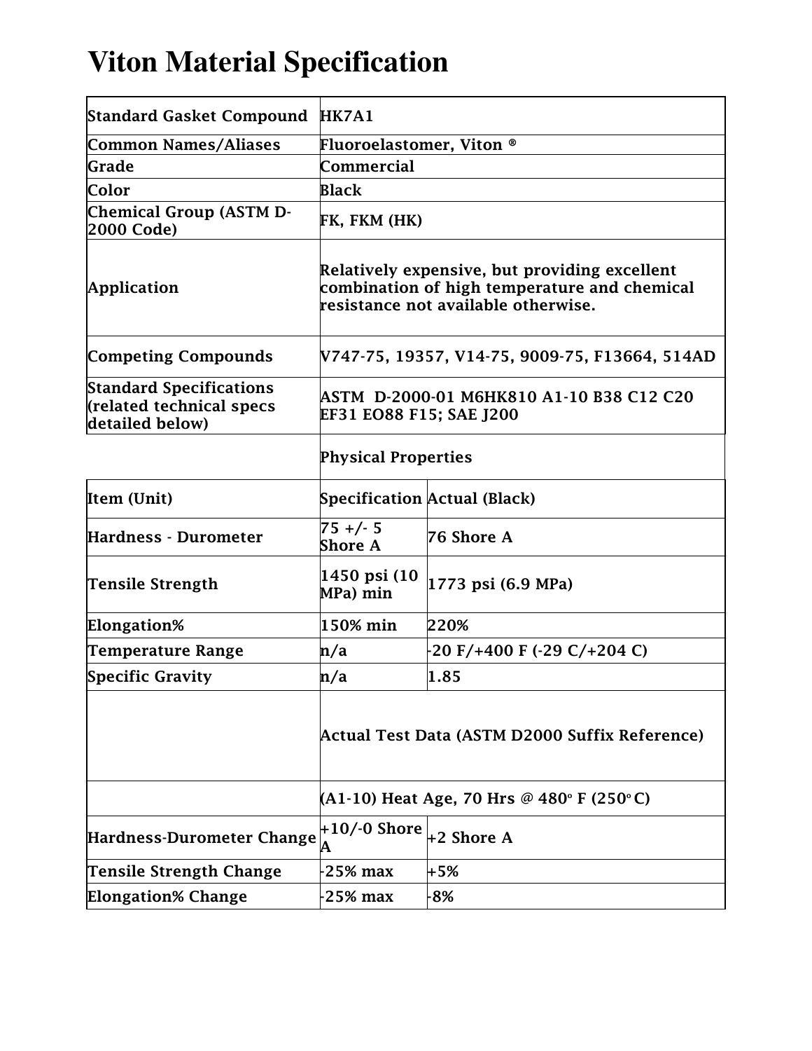# Viton Material Specification

| | | |
|---|---|---|
| Standard Gasket Compound | HK7A1 | |
| Common Names/Aliases | Fluoroelastomer, Viton ® | |
| Grade | Commercial | |
| Color | Black | |
| Chemical Group (ASTM D-2000 Code) | FK, FKM (HK) | |
| Application | Relatively expensive, but providing excellent combination of high temperature and chemical resistance not available otherwise. | |
| Competing Compounds | V747-75, 19357, V14-75, 9009-75, F13664, 514AD | |
| Standard Specifications (related technical specs detailed below) | ASTM D-2000-01 M6HK810 A1-10 B38 C12 C20 EF31 EO88 F15; SAE J200 | |
| | Physical Properties | |
| Item (Unit) | Specification | Actual (Black) |
| Hardness - Durometer | 75 +/- 5 Shore A | 76 Shore A |
| Tensile Strength | 1450 psi (10 MPa) min | 1773 psi (6.9 MPa) |
| Elongation% | 150% min | 220% |
| Temperature Range | n/a | -20 F/+400 F (-29 C/+204 C) |
| Specific Gravity | n/a | 1.85 |
| | Actual Test Data (ASTM D2000 Suffix Reference) | |
| | (A1-10) Heat Age, 70 Hrs @ 480º F (250º C) | |
| Hardness-Durometer Change | +10/-0 Shore A | +2 Shore A |
| Tensile Strength Change | -25% max | +5% |
| Elongation% Change | -25% max | -8% |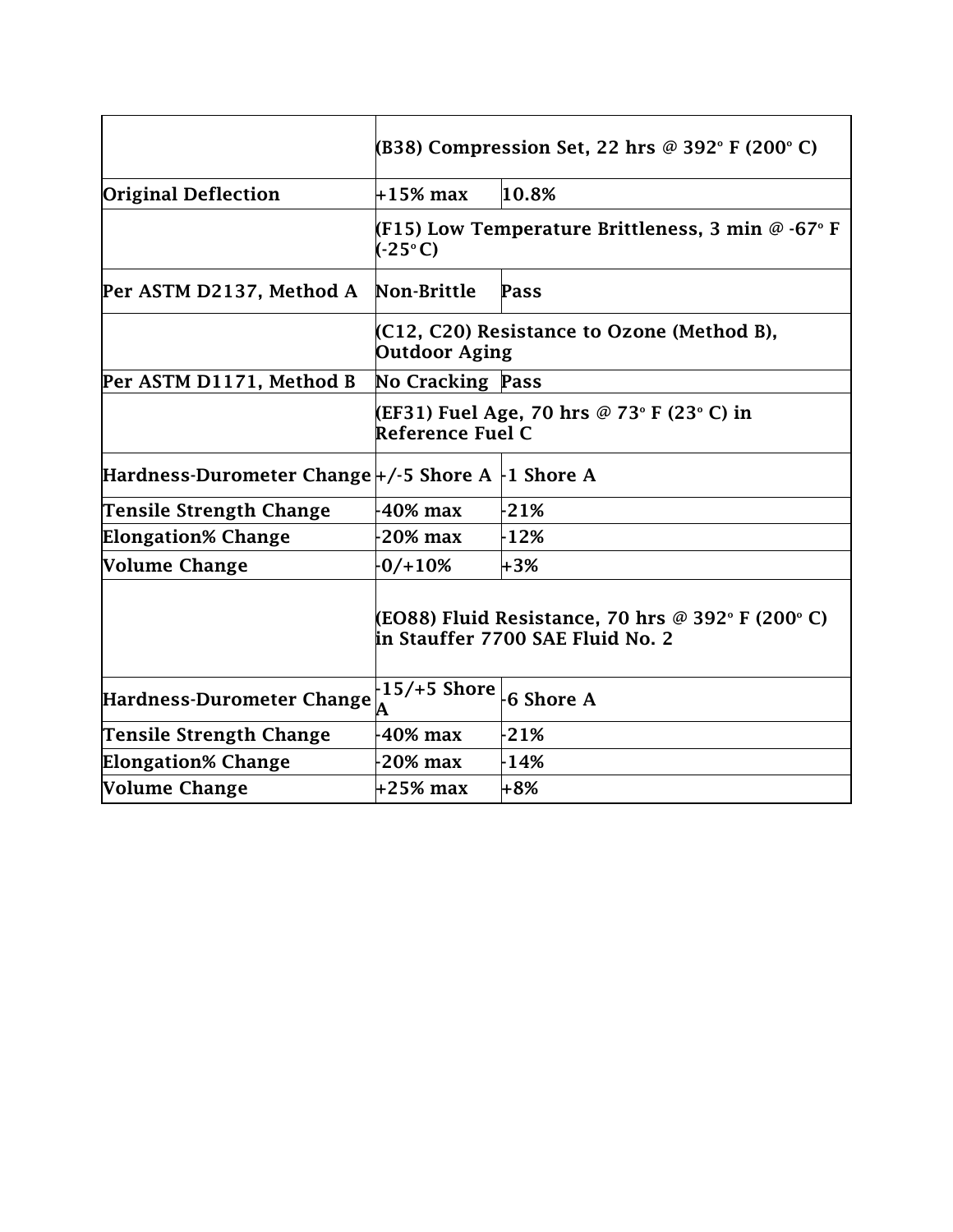| | | |
|---|---|---|
| | **(B38) Compression Set, 22 hrs @ 392° F (200° C)** | |
| **Original Deflection** | **+15% max** | **10.8%** |
| | **(F15) Low Temperature Brittleness, 3 min @ -67° F (-25° C)** | |
| **Per ASTM D2137, Method A** | **Non-Brittle** | **Pass** |
| | **(C12, C20) Resistance to Ozone (Method B), Outdoor Aging** | |
| **Per ASTM D1171, Method B** | **No Cracking** | **Pass** |
| | **(EF31) Fuel Age, 70 hrs @ 73° F (23° C) in Reference Fuel C** | |
| **Hardness-Durometer Change** | **+/-5 Shore A** | **-1 Shore A** |
| **Tensile Strength Change** | **-40% max** | **-21%** |
| **Elongation% Change** | **-20% max** | **-12%** |
| **Volume Change** | **-0/+10%** | **+3%** |
| | **(EO88) Fluid Resistance, 70 hrs @ 392° F (200° C) in Stauffer 7700 SAE Fluid No. 2** | |
| **Hardness-Durometer Change** | **-15/+5 Shore A** | **-6 Shore A** |
| **Tensile Strength Change** | **-40% max** | **-21%** |
| **Elongation% Change** | **-20% max** | **-14%** |
| **Volume Change** | **+25% max** | **+8%** |